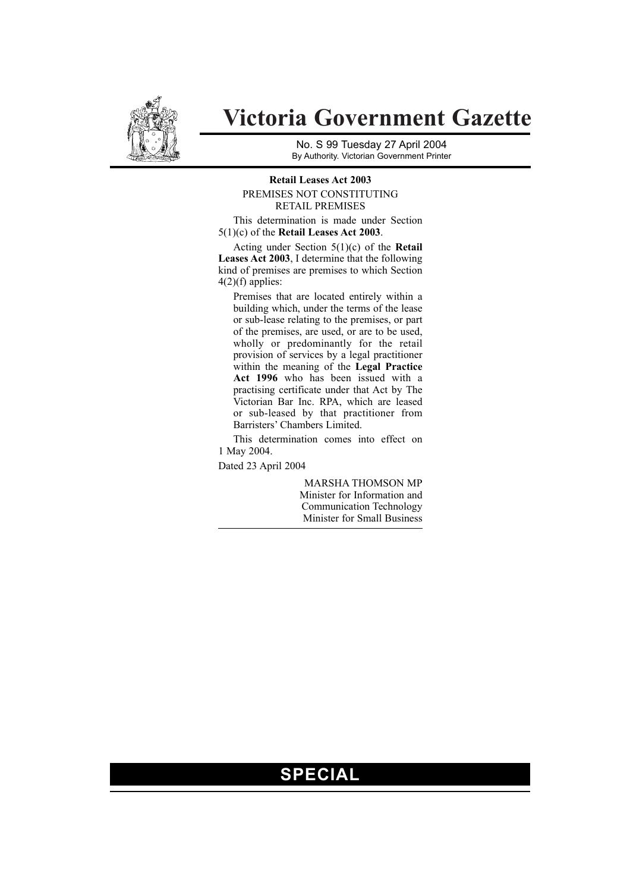# Victoria Government Gazette

No. S 99 Tuesday 27 April 2004
By Authority. Victorian Government Printer

**Retail Leases Act 2003**

PREMISES NOT CONSTITUTING RETAIL PREMISES

This determination is made under Section 5(1)(c) of the **Retail Leases Act 2003**.

Acting under Section 5(1)(c) of the **Retail Leases Act 2003**, I determine that the following kind of premises are premises to which Section 4(2)(f) applies:

> Premises that are located entirely within a building which, under the terms of the lease or sub-lease relating to the premises, or part of the premises, are used, or are to be used, wholly or predominantly for the retail provision of services by a legal practitioner within the meaning of the **Legal Practice Act 1996** who has been issued with a practising certificate under that Act by The Victorian Bar Inc. RPA, which are leased or sub-leased by that practitioner from Barristers' Chambers Limited.

This determination comes into effect on 1 May 2004.

Dated 23 April 2004

MARSHA THOMSON MP
Minister for Information and Communication Technology
Minister for Small Business

**SPECIAL**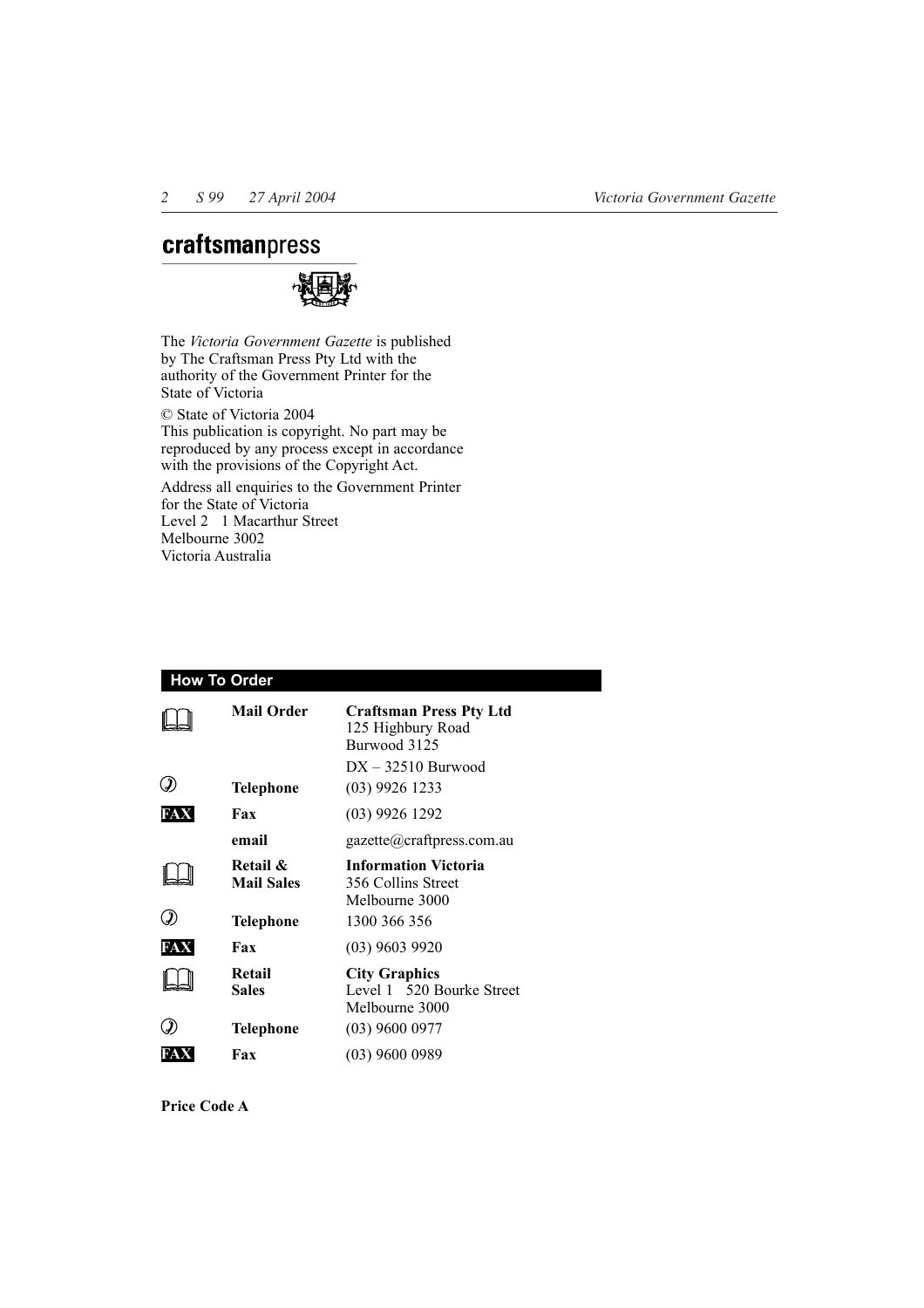**craftsman**press

The *Victoria Government Gazette* is published by The Craftsman Press Pty Ltd with the authority of the Government Printer for the State of Victoria

© State of Victoria 2004

This publication is copyright. No part may be reproduced by any process except in accordance with the provisions of the Copyright Act.

Address all enquiries to the Government Printer for the State of Victoria
Level 2 1 Macarthur Street
Melbourne 3002
Victoria Australia

## How To Order

| | | |
|---|---|---|
| | **Mail Order** | **Craftsman Press Pty Ltd**<br>125 Highbury Road<br>Burwood 3125<br>DX – 32510 Burwood |
| | **Telephone** | (03) 9926 1233 |
| FAX | **Fax** | (03) 9926 1292 |
| | **email** | gazette@craftpress.com.au |
| | **Retail & Mail Sales** | **Information Victoria**<br>356 Collins Street<br>Melbourne 3000 |
| | **Telephone** | 1300 366 356 |
| FAX | **Fax** | (03) 9603 9920 |
| | **Retail Sales** | **City Graphics**<br>Level 1 520 Bourke Street<br>Melbourne 3000 |
| | **Telephone** | (03) 9600 0977 |
| FAX | **Fax** | (03) 9600 0989 |

**Price Code A**